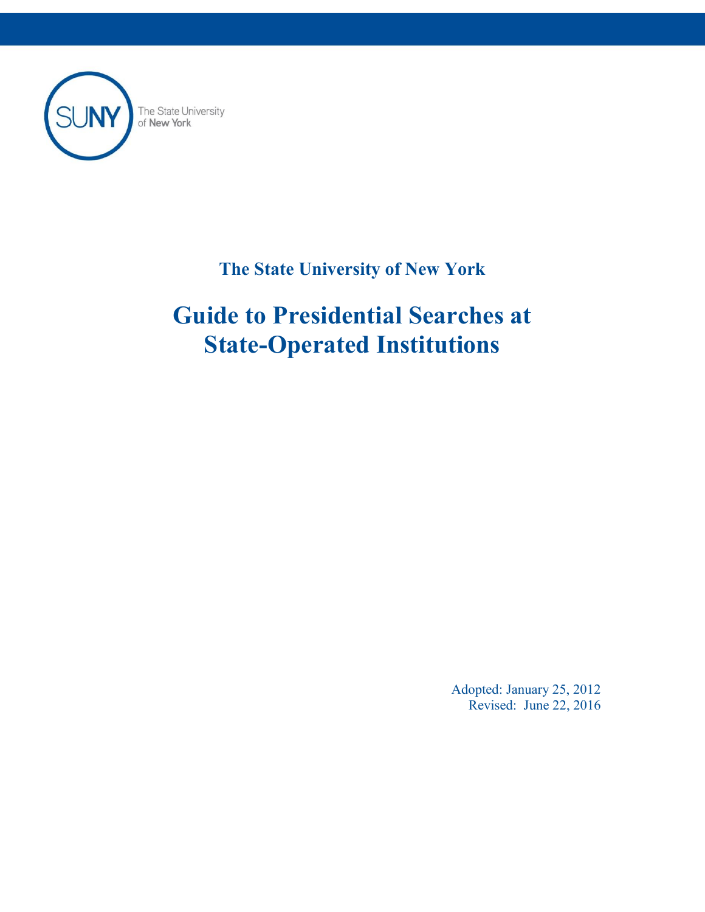The State University of New York

# Guide to Presidential Searches at State-Operated Institutions

Adopted: January 25, 2012
Revised: June 22, 2016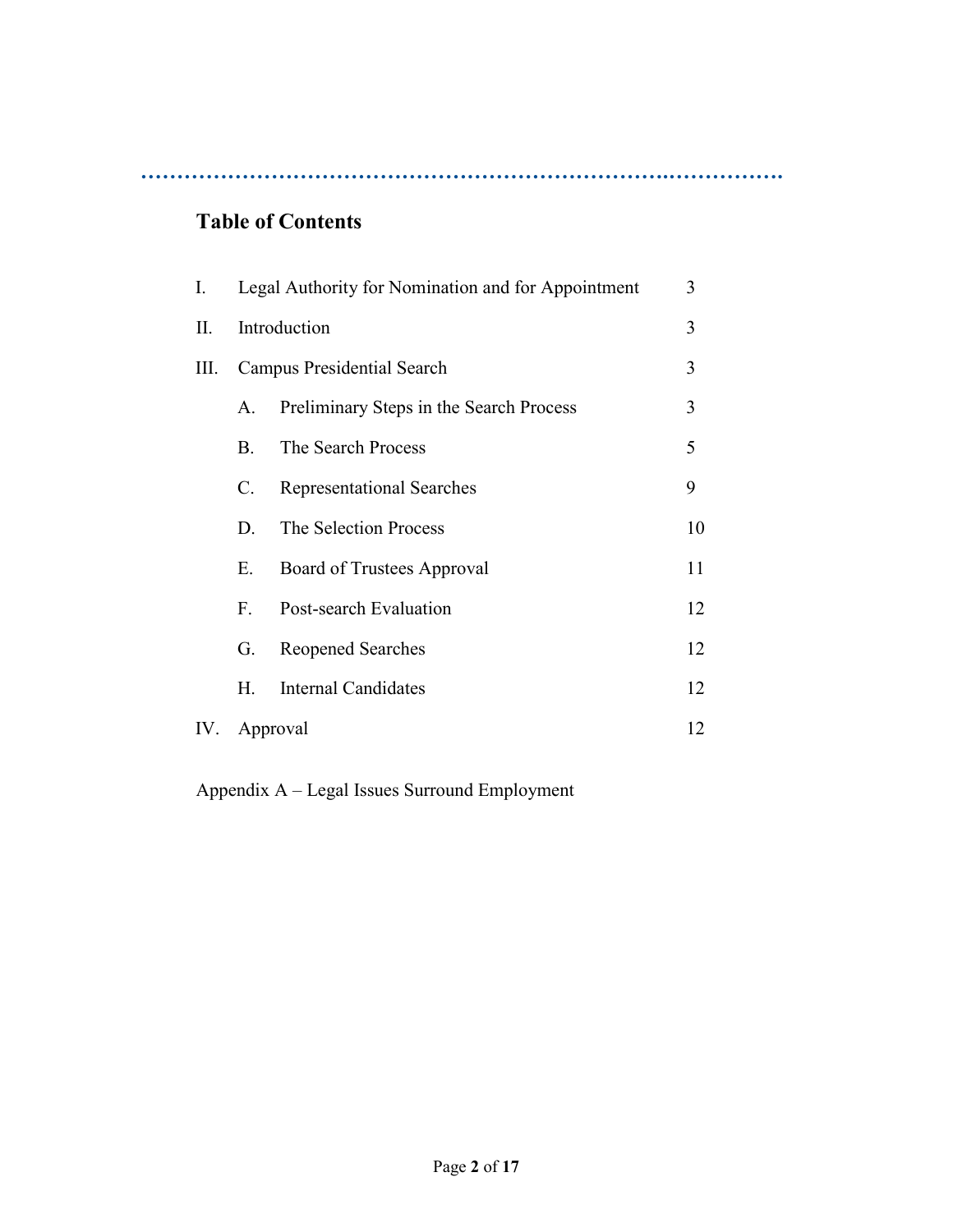## Table of Contents

| | | |
|---|---|---|
| I. | Legal Authority for Nomination and for Appointment | 3 |
| II. | Introduction | 3 |
| III. | Campus Presidential Search | 3 |
| | A. Preliminary Steps in the Search Process | 3 |
| | B. The Search Process | 5 |
| | C. Representational Searches | 9 |
| | D. The Selection Process | 10 |
| | E. Board of Trustees Approval | 11 |
| | F. Post-search Evaluation | 12 |
| | G. Reopened Searches | 12 |
| | H. Internal Candidates | 12 |
| IV. | Approval | 12 |

Appendix A – Legal Issues Surround Employment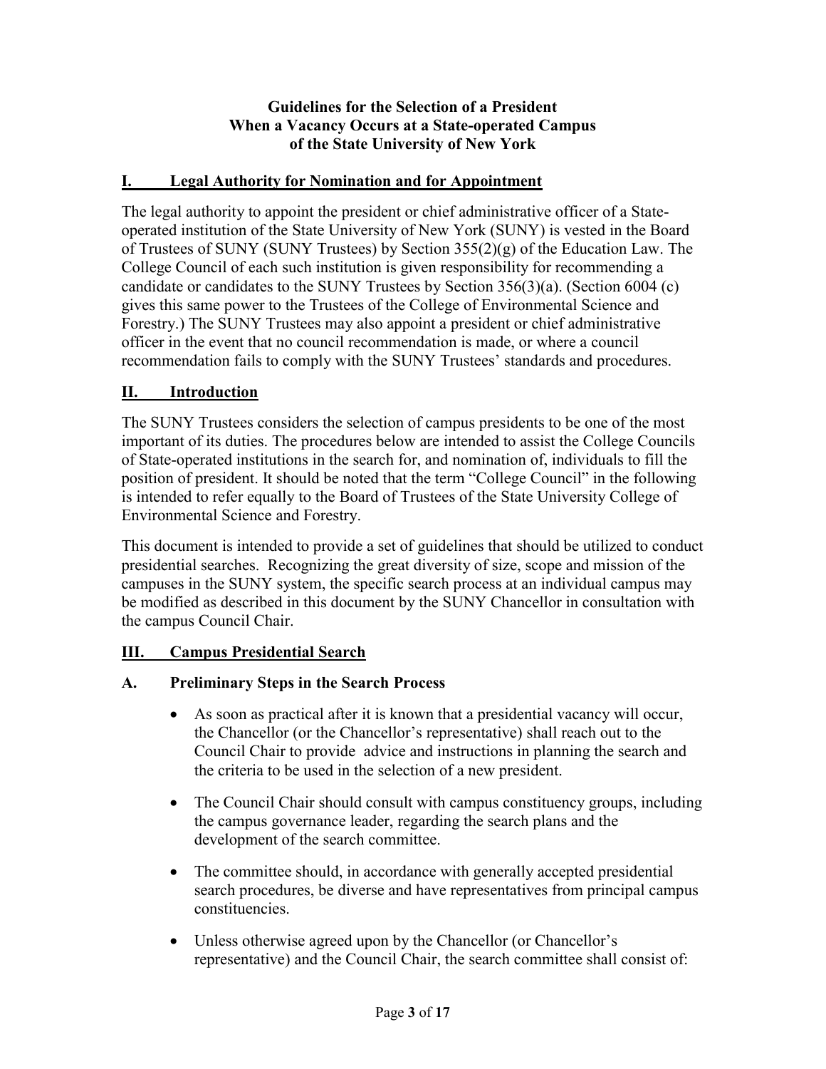# Guidelines for the Selection of a President When a Vacancy Occurs at a State-operated Campus of the State University of New York

## I. Legal Authority for Nomination and for Appointment

The legal authority to appoint the president or chief administrative officer of a State-operated institution of the State University of New York (SUNY) is vested in the Board of Trustees of SUNY (SUNY Trustees) by Section 355(2)(g) of the Education Law. The College Council of each such institution is given responsibility for recommending a candidate or candidates to the SUNY Trustees by Section 356(3)(a). (Section 6004 (c) gives this same power to the Trustees of the College of Environmental Science and Forestry.) The SUNY Trustees may also appoint a president or chief administrative officer in the event that no council recommendation is made, or where a council recommendation fails to comply with the SUNY Trustees' standards and procedures.

## II. Introduction

The SUNY Trustees considers the selection of campus presidents to be one of the most important of its duties. The procedures below are intended to assist the College Councils of State-operated institutions in the search for, and nomination of, individuals to fill the position of president. It should be noted that the term "College Council" in the following is intended to refer equally to the Board of Trustees of the State University College of Environmental Science and Forestry.

This document is intended to provide a set of guidelines that should be utilized to conduct presidential searches. Recognizing the great diversity of size, scope and mission of the campuses in the SUNY system, the specific search process at an individual campus may be modified as described in this document by the SUNY Chancellor in consultation with the campus Council Chair.

## III. Campus Presidential Search

### A. Preliminary Steps in the Search Process

- As soon as practical after it is known that a presidential vacancy will occur, the Chancellor (or the Chancellor's representative) shall reach out to the Council Chair to provide advice and instructions in planning the search and the criteria to be used in the selection of a new president.
- The Council Chair should consult with campus constituency groups, including the campus governance leader, regarding the search plans and the development of the search committee.
- The committee should, in accordance with generally accepted presidential search procedures, be diverse and have representatives from principal campus constituencies.
- Unless otherwise agreed upon by the Chancellor (or Chancellor's representative) and the Council Chair, the search committee shall consist of: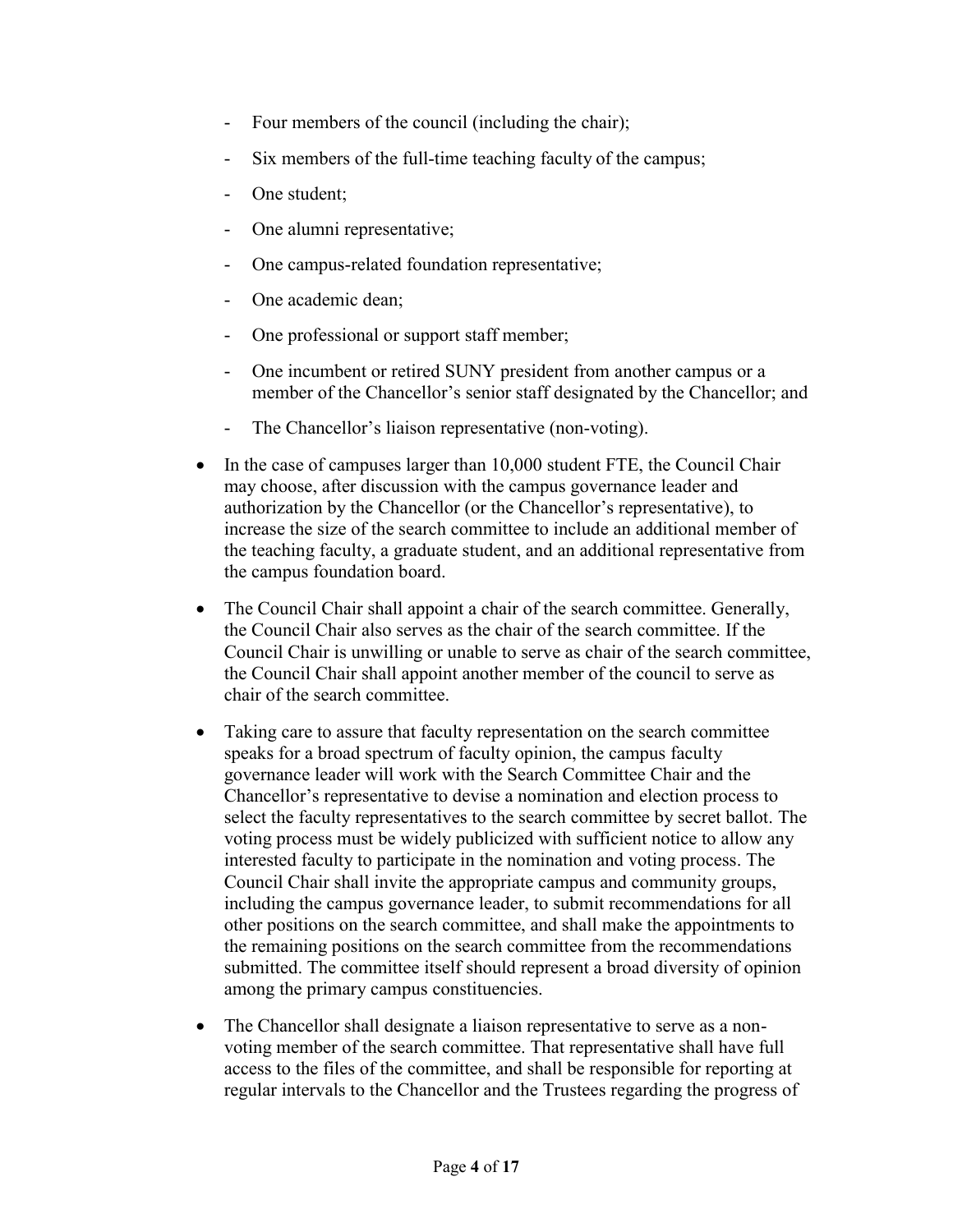- Four members of the council (including the chair);
  - Six members of the full-time teaching faculty of the campus;
  - One student;
  - One alumni representative;
  - One campus-related foundation representative;
  - One academic dean;
  - One professional or support staff member;
  - One incumbent or retired SUNY president from another campus or a member of the Chancellor's senior staff designated by the Chancellor; and
  - The Chancellor's liaison representative (non-voting).

- In the case of campuses larger than 10,000 student FTE, the Council Chair may choose, after discussion with the campus governance leader and authorization by the Chancellor (or the Chancellor's representative), to increase the size of the search committee to include an additional member of the teaching faculty, a graduate student, and an additional representative from the campus foundation board.

- The Council Chair shall appoint a chair of the search committee. Generally, the Council Chair also serves as the chair of the search committee. If the Council Chair is unwilling or unable to serve as chair of the search committee, the Council Chair shall appoint another member of the council to serve as chair of the search committee.

- Taking care to assure that faculty representation on the search committee speaks for a broad spectrum of faculty opinion, the campus faculty governance leader will work with the Search Committee Chair and the Chancellor's representative to devise a nomination and election process to select the faculty representatives to the search committee by secret ballot. The voting process must be widely publicized with sufficient notice to allow any interested faculty to participate in the nomination and voting process. The Council Chair shall invite the appropriate campus and community groups, including the campus governance leader, to submit recommendations for all other positions on the search committee, and shall make the appointments to the remaining positions on the search committee from the recommendations submitted. The committee itself should represent a broad diversity of opinion among the primary campus constituencies.

- The Chancellor shall designate a liaison representative to serve as a non-voting member of the search committee. That representative shall have full access to the files of the committee, and shall be responsible for reporting at regular intervals to the Chancellor and the Trustees regarding the progress of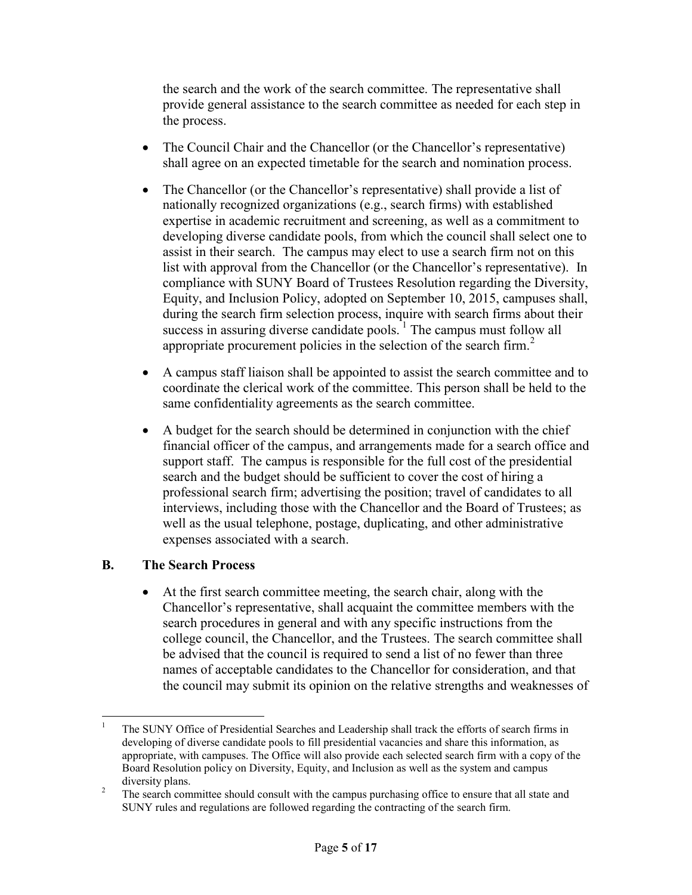the search and the work of the search committee. The representative shall provide general assistance to the search committee as needed for each step in the process.

- The Council Chair and the Chancellor (or the Chancellor's representative) shall agree on an expected timetable for the search and nomination process.

- The Chancellor (or the Chancellor's representative) shall provide a list of nationally recognized organizations (e.g., search firms) with established expertise in academic recruitment and screening, as well as a commitment to developing diverse candidate pools, from which the council shall select one to assist in their search. The campus may elect to use a search firm not on this list with approval from the Chancellor (or the Chancellor's representative). In compliance with SUNY Board of Trustees Resolution regarding the Diversity, Equity, and Inclusion Policy, adopted on September 10, 2015, campuses shall, during the search firm selection process, inquire with search firms about their success in assuring diverse candidate pools. [1] The campus must follow all appropriate procurement policies in the selection of the search firm.[2]

- A campus staff liaison shall be appointed to assist the search committee and to coordinate the clerical work of the committee. This person shall be held to the same confidentiality agreements as the search committee.

- A budget for the search should be determined in conjunction with the chief financial officer of the campus, and arrangements made for a search office and support staff. The campus is responsible for the full cost of the presidential search and the budget should be sufficient to cover the cost of hiring a professional search firm; advertising the position; travel of candidates to all interviews, including those with the Chancellor and the Board of Trustees; as well as the usual telephone, postage, duplicating, and other administrative expenses associated with a search.

## B. The Search Process

- At the first search committee meeting, the search chair, along with the Chancellor's representative, shall acquaint the committee members with the search procedures in general and with any specific instructions from the college council, the Chancellor, and the Trustees. The search committee shall be advised that the council is required to send a list of no fewer than three names of acceptable candidates to the Chancellor for consideration, and that the council may submit its opinion on the relative strengths and weaknesses of

---

[1] The SUNY Office of Presidential Searches and Leadership shall track the efforts of search firms in developing of diverse candidate pools to fill presidential vacancies and share this information, as appropriate, with campuses. The Office will also provide each selected search firm with a copy of the Board Resolution policy on Diversity, Equity, and Inclusion as well as the system and campus diversity plans.

[2] The search committee should consult with the campus purchasing office to ensure that all state and SUNY rules and regulations are followed regarding the contracting of the search firm.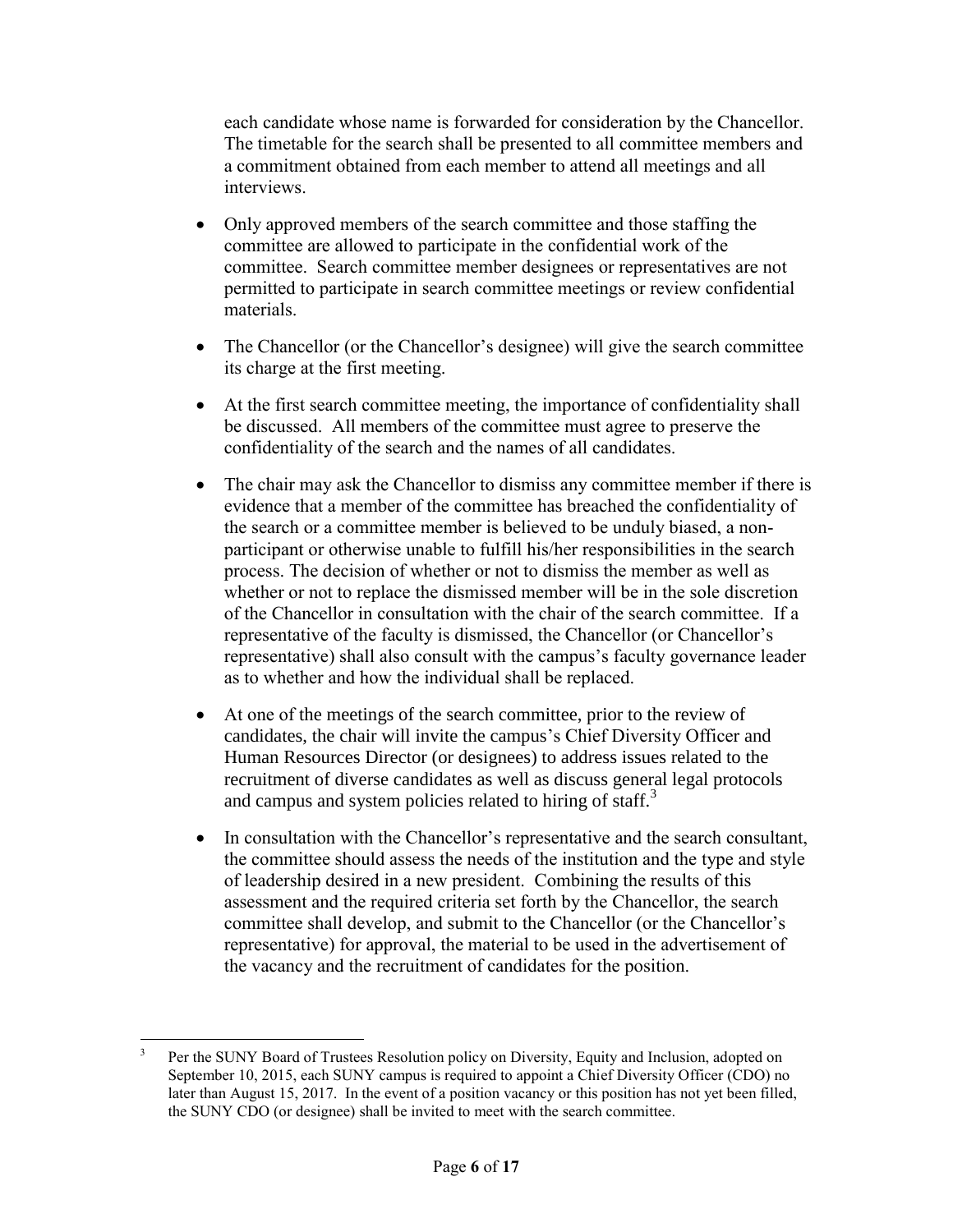each candidate whose name is forwarded for consideration by the Chancellor. The timetable for the search shall be presented to all committee members and a commitment obtained from each member to attend all meetings and all interviews.

- Only approved members of the search committee and those staffing the committee are allowed to participate in the confidential work of the committee. Search committee member designees or representatives are not permitted to participate in search committee meetings or review confidential materials.
- The Chancellor (or the Chancellor's designee) will give the search committee its charge at the first meeting.
- At the first search committee meeting, the importance of confidentiality shall be discussed. All members of the committee must agree to preserve the confidentiality of the search and the names of all candidates.
- The chair may ask the Chancellor to dismiss any committee member if there is evidence that a member of the committee has breached the confidentiality of the search or a committee member is believed to be unduly biased, a non-participant or otherwise unable to fulfill his/her responsibilities in the search process. The decision of whether or not to dismiss the member as well as whether or not to replace the dismissed member will be in the sole discretion of the Chancellor in consultation with the chair of the search committee. If a representative of the faculty is dismissed, the Chancellor (or Chancellor's representative) shall also consult with the campus's faculty governance leader as to whether and how the individual shall be replaced.
- At one of the meetings of the search committee, prior to the review of candidates, the chair will invite the campus's Chief Diversity Officer and Human Resources Director (or designees) to address issues related to the recruitment of diverse candidates as well as discuss general legal protocols and campus and system policies related to hiring of staff.[3]
- In consultation with the Chancellor's representative and the search consultant, the committee should assess the needs of the institution and the type and style of leadership desired in a new president. Combining the results of this assessment and the required criteria set forth by the Chancellor, the search committee shall develop, and submit to the Chancellor (or the Chancellor's representative) for approval, the material to be used in the advertisement of the vacancy and the recruitment of candidates for the position.

---

[3] Per the SUNY Board of Trustees Resolution policy on Diversity, Equity and Inclusion, adopted on September 10, 2015, each SUNY campus is required to appoint a Chief Diversity Officer (CDO) no later than August 15, 2017. In the event of a position vacancy or this position has not yet been filled, the SUNY CDO (or designee) shall be invited to meet with the search committee.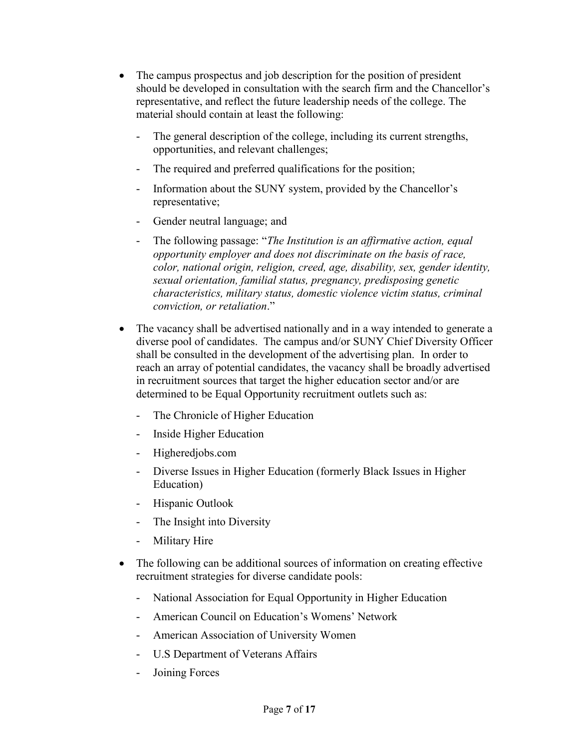- The campus prospectus and job description for the position of president should be developed in consultation with the search firm and the Chancellor's representative, and reflect the future leadership needs of the college. The material should contain at least the following:
  - The general description of the college, including its current strengths, opportunities, and relevant challenges;
  - The required and preferred qualifications for the position;
  - Information about the SUNY system, provided by the Chancellor's representative;
  - Gender neutral language; and
  - The following passage: "*The Institution is an affirmative action, equal opportunity employer and does not discriminate on the basis of race, color, national origin, religion, creed, age, disability, sex, gender identity, sexual orientation, familial status, pregnancy, predisposing genetic characteristics, military status, domestic violence victim status, criminal conviction, or retaliation*."
- The vacancy shall be advertised nationally and in a way intended to generate a diverse pool of candidates. The campus and/or SUNY Chief Diversity Officer shall be consulted in the development of the advertising plan. In order to reach an array of potential candidates, the vacancy shall be broadly advertised in recruitment sources that target the higher education sector and/or are determined to be Equal Opportunity recruitment outlets such as:
  - The Chronicle of Higher Education
  - Inside Higher Education
  - Higheredjobs.com
  - Diverse Issues in Higher Education (formerly Black Issues in Higher Education)
  - Hispanic Outlook
  - The Insight into Diversity
  - Military Hire
- The following can be additional sources of information on creating effective recruitment strategies for diverse candidate pools:
  - National Association for Equal Opportunity in Higher Education
  - American Council on Education's Womens' Network
  - American Association of University Women
  - U.S Department of Veterans Affairs
  - Joining Forces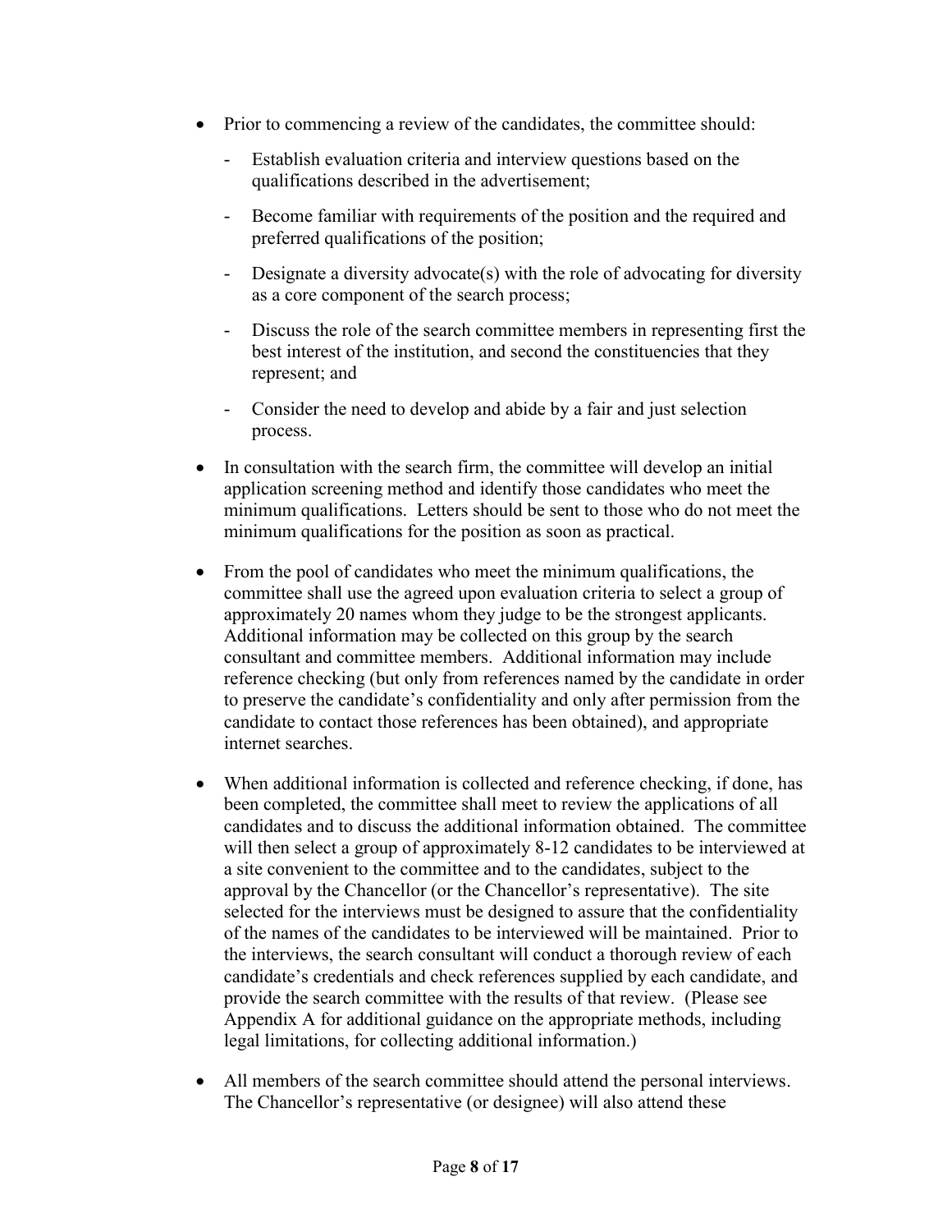- Prior to commencing a review of the candidates, the committee should:
  - Establish evaluation criteria and interview questions based on the qualifications described in the advertisement;
  - Become familiar with requirements of the position and the required and preferred qualifications of the position;
  - Designate a diversity advocate(s) with the role of advocating for diversity as a core component of the search process;
  - Discuss the role of the search committee members in representing first the best interest of the institution, and second the constituencies that they represent; and
  - Consider the need to develop and abide by a fair and just selection process.
- In consultation with the search firm, the committee will develop an initial application screening method and identify those candidates who meet the minimum qualifications. Letters should be sent to those who do not meet the minimum qualifications for the position as soon as practical.
- From the pool of candidates who meet the minimum qualifications, the committee shall use the agreed upon evaluation criteria to select a group of approximately 20 names whom they judge to be the strongest applicants. Additional information may be collected on this group by the search consultant and committee members. Additional information may include reference checking (but only from references named by the candidate in order to preserve the candidate's confidentiality and only after permission from the candidate to contact those references has been obtained), and appropriate internet searches.
- When additional information is collected and reference checking, if done, has been completed, the committee shall meet to review the applications of all candidates and to discuss the additional information obtained. The committee will then select a group of approximately 8-12 candidates to be interviewed at a site convenient to the committee and to the candidates, subject to the approval by the Chancellor (or the Chancellor's representative). The site selected for the interviews must be designed to assure that the confidentiality of the names of the candidates to be interviewed will be maintained. Prior to the interviews, the search consultant will conduct a thorough review of each candidate's credentials and check references supplied by each candidate, and provide the search committee with the results of that review. (Please see Appendix A for additional guidance on the appropriate methods, including legal limitations, for collecting additional information.)
- All members of the search committee should attend the personal interviews. The Chancellor's representative (or designee) will also attend these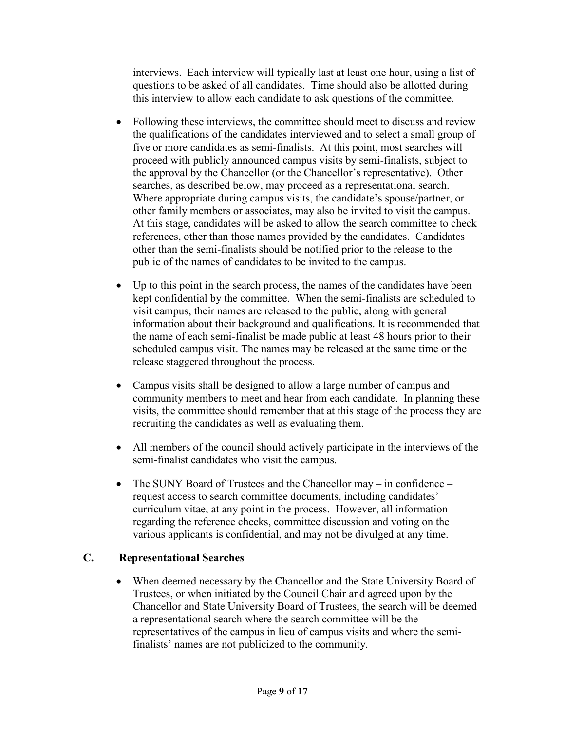interviews. Each interview will typically last at least one hour, using a list of questions to be asked of all candidates. Time should also be allotted during this interview to allow each candidate to ask questions of the committee.

- Following these interviews, the committee should meet to discuss and review the qualifications of the candidates interviewed and to select a small group of five or more candidates as semi-finalists. At this point, most searches will proceed with publicly announced campus visits by semi-finalists, subject to the approval by the Chancellor (or the Chancellor's representative). Other searches, as described below, may proceed as a representational search. Where appropriate during campus visits, the candidate's spouse/partner, or other family members or associates, may also be invited to visit the campus. At this stage, candidates will be asked to allow the search committee to check references, other than those names provided by the candidates. Candidates other than the semi-finalists should be notified prior to the release to the public of the names of candidates to be invited to the campus.

- Up to this point in the search process, the names of the candidates have been kept confidential by the committee. When the semi-finalists are scheduled to visit campus, their names are released to the public, along with general information about their background and qualifications. It is recommended that the name of each semi-finalist be made public at least 48 hours prior to their scheduled campus visit. The names may be released at the same time or the release staggered throughout the process.

- Campus visits shall be designed to allow a large number of campus and community members to meet and hear from each candidate. In planning these visits, the committee should remember that at this stage of the process they are recruiting the candidates as well as evaluating them.

- All members of the council should actively participate in the interviews of the semi-finalist candidates who visit the campus.

- The SUNY Board of Trustees and the Chancellor may – in confidence – request access to search committee documents, including candidates' curriculum vitae, at any point in the process. However, all information regarding the reference checks, committee discussion and voting on the various applicants is confidential, and may not be divulged at any time.

## C. Representational Searches

- When deemed necessary by the Chancellor and the State University Board of Trustees, or when initiated by the Council Chair and agreed upon by the Chancellor and State University Board of Trustees, the search will be deemed a representational search where the search committee will be the representatives of the campus in lieu of campus visits and where the semi-finalists' names are not publicized to the community.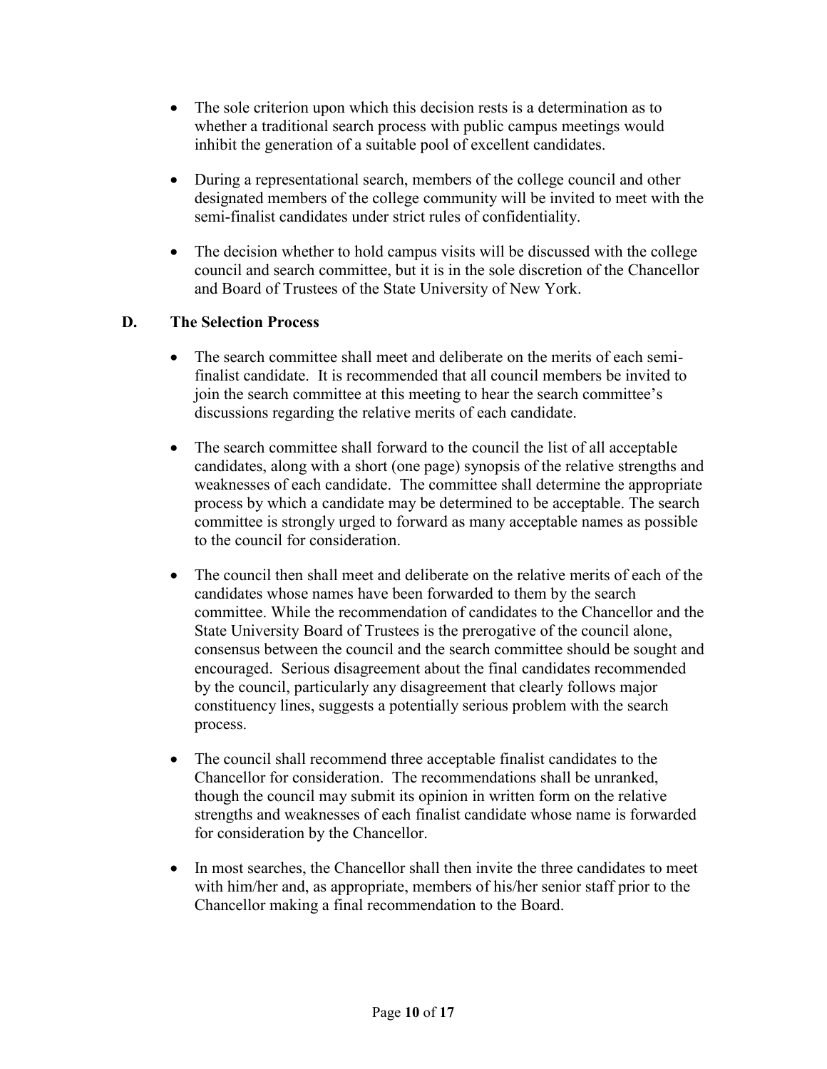- The sole criterion upon which this decision rests is a determination as to whether a traditional search process with public campus meetings would inhibit the generation of a suitable pool of excellent candidates.

- During a representational search, members of the college council and other designated members of the college community will be invited to meet with the semi-finalist candidates under strict rules of confidentiality.

- The decision whether to hold campus visits will be discussed with the college council and search committee, but it is in the sole discretion of the Chancellor and Board of Trustees of the State University of New York.

### D. The Selection Process

- The search committee shall meet and deliberate on the merits of each semi-finalist candidate. It is recommended that all council members be invited to join the search committee at this meeting to hear the search committee's discussions regarding the relative merits of each candidate.

- The search committee shall forward to the council the list of all acceptable candidates, along with a short (one page) synopsis of the relative strengths and weaknesses of each candidate. The committee shall determine the appropriate process by which a candidate may be determined to be acceptable. The search committee is strongly urged to forward as many acceptable names as possible to the council for consideration.

- The council then shall meet and deliberate on the relative merits of each of the candidates whose names have been forwarded to them by the search committee. While the recommendation of candidates to the Chancellor and the State University Board of Trustees is the prerogative of the council alone, consensus between the council and the search committee should be sought and encouraged. Serious disagreement about the final candidates recommended by the council, particularly any disagreement that clearly follows major constituency lines, suggests a potentially serious problem with the search process.

- The council shall recommend three acceptable finalist candidates to the Chancellor for consideration. The recommendations shall be unranked, though the council may submit its opinion in written form on the relative strengths and weaknesses of each finalist candidate whose name is forwarded for consideration by the Chancellor.

- In most searches, the Chancellor shall then invite the three candidates to meet with him/her and, as appropriate, members of his/her senior staff prior to the Chancellor making a final recommendation to the Board.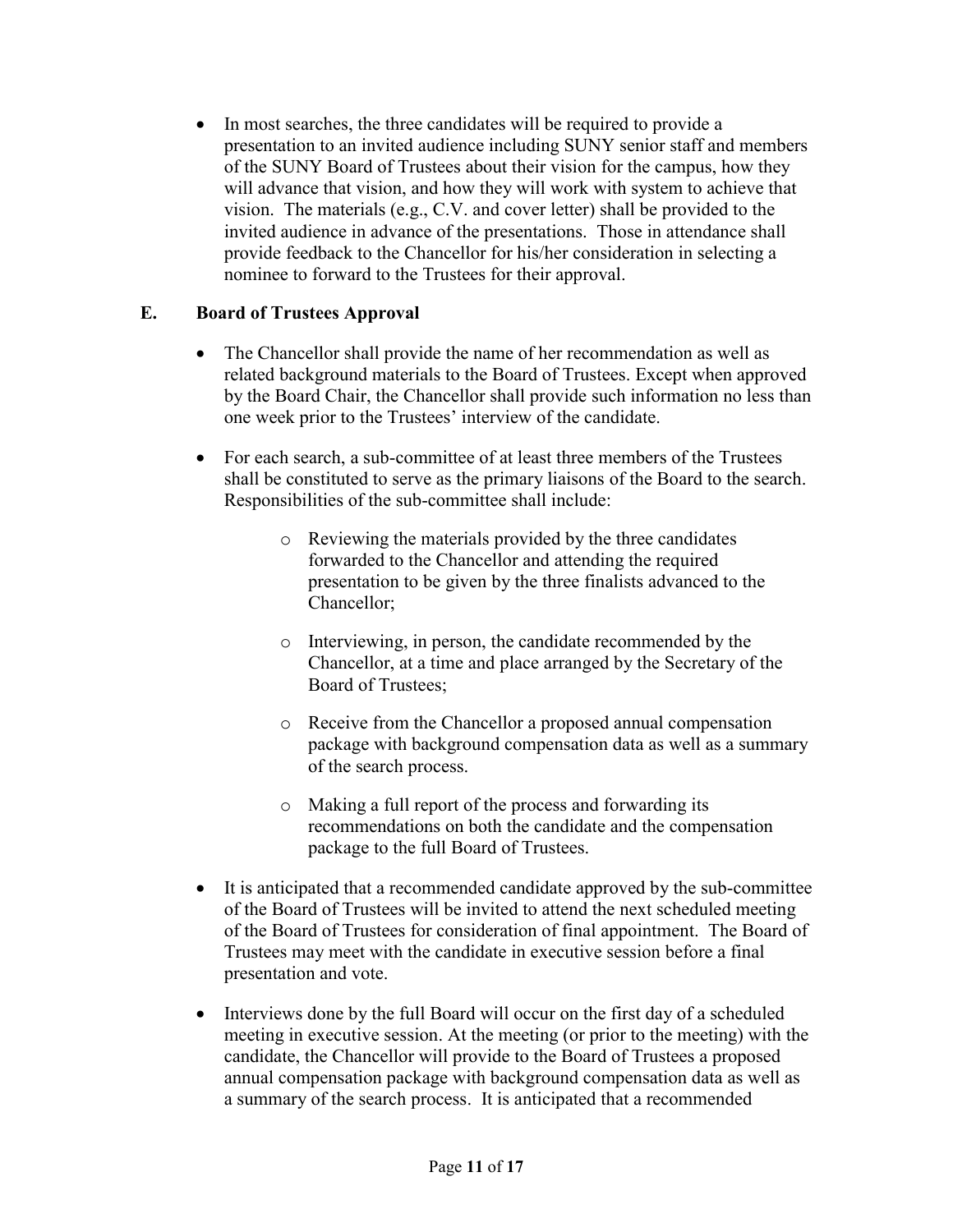- In most searches, the three candidates will be required to provide a presentation to an invited audience including SUNY senior staff and members of the SUNY Board of Trustees about their vision for the campus, how they will advance that vision, and how they will work with system to achieve that vision. The materials (e.g., C.V. and cover letter) shall be provided to the invited audience in advance of the presentations. Those in attendance shall provide feedback to the Chancellor for his/her consideration in selecting a nominee to forward to the Trustees for their approval.

## E. Board of Trustees Approval

- The Chancellor shall provide the name of her recommendation as well as related background materials to the Board of Trustees. Except when approved by the Board Chair, the Chancellor shall provide such information no less than one week prior to the Trustees' interview of the candidate.

- For each search, a sub-committee of at least three members of the Trustees shall be constituted to serve as the primary liaisons of the Board to the search. Responsibilities of the sub-committee shall include:

    - Reviewing the materials provided by the three candidates forwarded to the Chancellor and attending the required presentation to be given by the three finalists advanced to the Chancellor;

    - Interviewing, in person, the candidate recommended by the Chancellor, at a time and place arranged by the Secretary of the Board of Trustees;

    - Receive from the Chancellor a proposed annual compensation package with background compensation data as well as a summary of the search process.

    - Making a full report of the process and forwarding its recommendations on both the candidate and the compensation package to the full Board of Trustees.

- It is anticipated that a recommended candidate approved by the sub-committee of the Board of Trustees will be invited to attend the next scheduled meeting of the Board of Trustees for consideration of final appointment. The Board of Trustees may meet with the candidate in executive session before a final presentation and vote.

- Interviews done by the full Board will occur on the first day of a scheduled meeting in executive session. At the meeting (or prior to the meeting) with the candidate, the Chancellor will provide to the Board of Trustees a proposed annual compensation package with background compensation data as well as a summary of the search process. It is anticipated that a recommended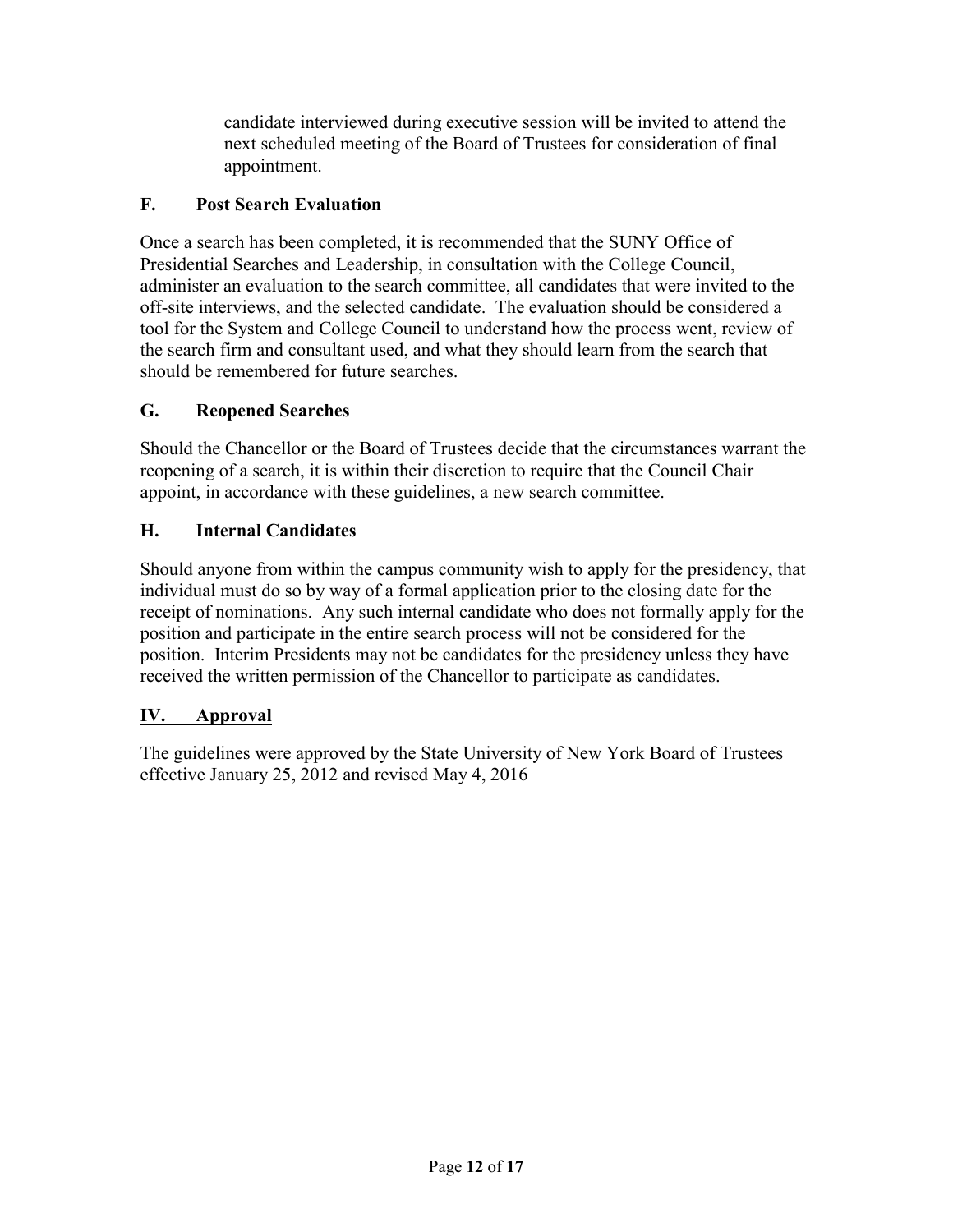candidate interviewed during executive session will be invited to attend the next scheduled meeting of the Board of Trustees for consideration of final appointment.

### F. Post Search Evaluation

Once a search has been completed, it is recommended that the SUNY Office of Presidential Searches and Leadership, in consultation with the College Council, administer an evaluation to the search committee, all candidates that were invited to the off-site interviews, and the selected candidate. The evaluation should be considered a tool for the System and College Council to understand how the process went, review of the search firm and consultant used, and what they should learn from the search that should be remembered for future searches.

### G. Reopened Searches

Should the Chancellor or the Board of Trustees decide that the circumstances warrant the reopening of a search, it is within their discretion to require that the Council Chair appoint, in accordance with these guidelines, a new search committee.

### H. Internal Candidates

Should anyone from within the campus community wish to apply for the presidency, that individual must do so by way of a formal application prior to the closing date for the receipt of nominations. Any such internal candidate who does not formally apply for the position and participate in the entire search process will not be considered for the position. Interim Presidents may not be candidates for the presidency unless they have received the written permission of the Chancellor to participate as candidates.

## IV. Approval

The guidelines were approved by the State University of New York Board of Trustees effective January 25, 2012 and revised May 4, 2016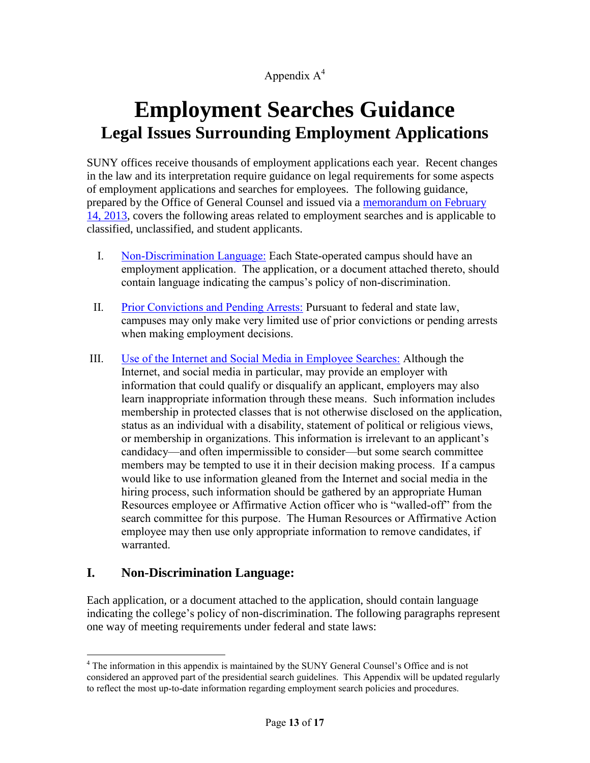Appendix A[4]

# Employment Searches Guidance

## Legal Issues Surrounding Employment Applications

SUNY offices receive thousands of employment applications each year. Recent changes in the law and its interpretation require guidance on legal requirements for some aspects of employment applications and searches for employees. The following guidance, prepared by the Office of General Counsel and issued via a memorandum on February 14, 2013, covers the following areas related to employment searches and is applicable to classified, unclassified, and student applicants.

I. Non-Discrimination Language: Each State-operated campus should have an employment application. The application, or a document attached thereto, should contain language indicating the campus's policy of non-discrimination.

II. Prior Convictions and Pending Arrests: Pursuant to federal and state law, campuses may only make very limited use of prior convictions or pending arrests when making employment decisions.

III. Use of the Internet and Social Media in Employee Searches: Although the Internet, and social media in particular, may provide an employer with information that could qualify or disqualify an applicant, employers may also learn inappropriate information through these means. Such information includes membership in protected classes that is not otherwise disclosed on the application, status as an individual with a disability, statement of political or religious views, or membership in organizations. This information is irrelevant to an applicant's candidacy—and often impermissible to consider—but some search committee members may be tempted to use it in their decision making process. If a campus would like to use information gleaned from the Internet and social media in the hiring process, such information should be gathered by an appropriate Human Resources employee or Affirmative Action officer who is "walled-off" from the search committee for this purpose. The Human Resources or Affirmative Action employee may then use only appropriate information to remove candidates, if warranted.

### I. Non-Discrimination Language:

Each application, or a document attached to the application, should contain language indicating the college's policy of non-discrimination. The following paragraphs represent one way of meeting requirements under federal and state laws:

[4] The information in this appendix is maintained by the SUNY General Counsel's Office and is not considered an approved part of the presidential search guidelines. This Appendix will be updated regularly to reflect the most up-to-date information regarding employment search policies and procedures.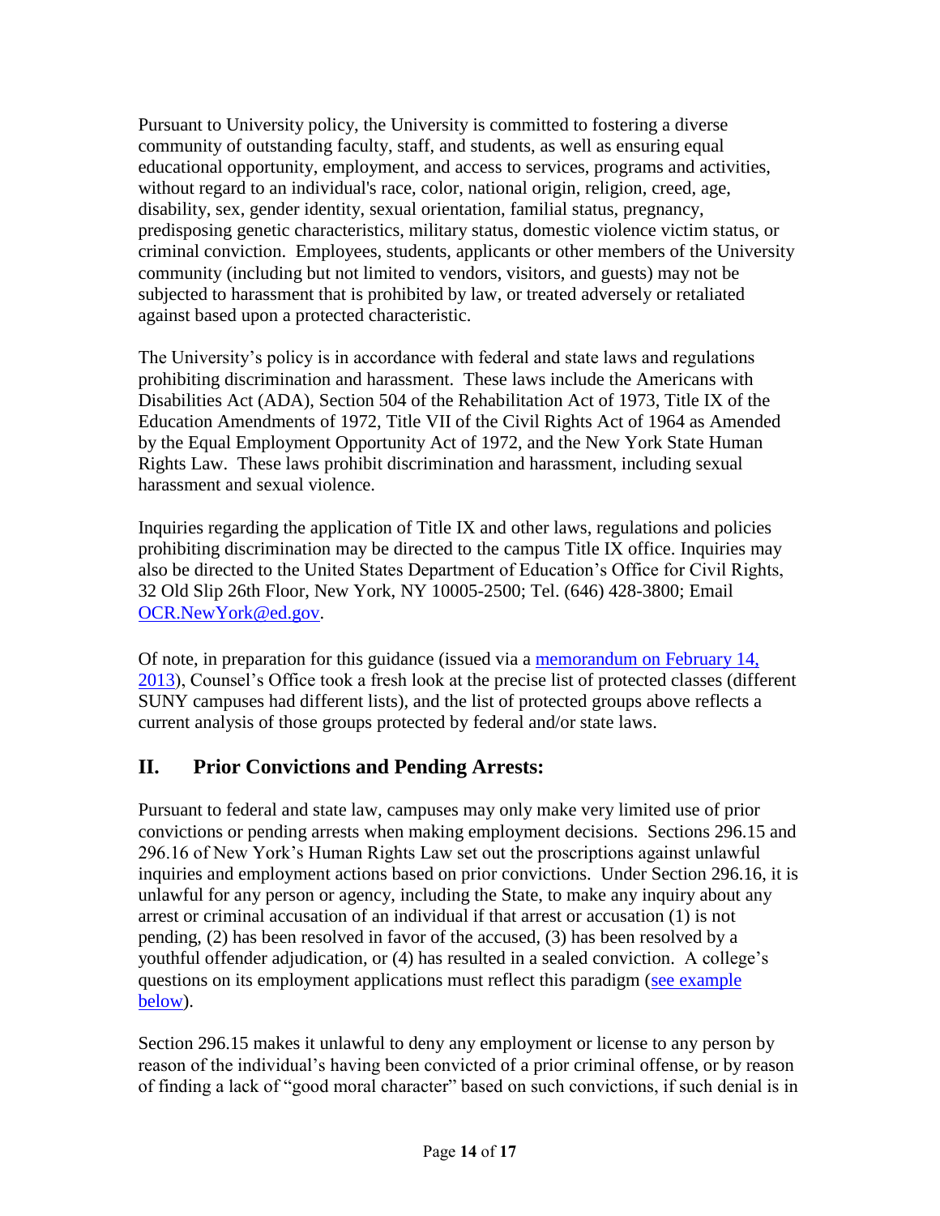Pursuant to University policy, the University is committed to fostering a diverse community of outstanding faculty, staff, and students, as well as ensuring equal educational opportunity, employment, and access to services, programs and activities, without regard to an individual's race, color, national origin, religion, creed, age, disability, sex, gender identity, sexual orientation, familial status, pregnancy, predisposing genetic characteristics, military status, domestic violence victim status, or criminal conviction. Employees, students, applicants or other members of the University community (including but not limited to vendors, visitors, and guests) may not be subjected to harassment that is prohibited by law, or treated adversely or retaliated against based upon a protected characteristic.

The University's policy is in accordance with federal and state laws and regulations prohibiting discrimination and harassment. These laws include the Americans with Disabilities Act (ADA), Section 504 of the Rehabilitation Act of 1973, Title IX of the Education Amendments of 1972, Title VII of the Civil Rights Act of 1964 as Amended by the Equal Employment Opportunity Act of 1972, and the New York State Human Rights Law. These laws prohibit discrimination and harassment, including sexual harassment and sexual violence.

Inquiries regarding the application of Title IX and other laws, regulations and policies prohibiting discrimination may be directed to the campus Title IX office. Inquiries may also be directed to the United States Department of Education's Office for Civil Rights, 32 Old Slip 26th Floor, New York, NY 10005-2500; Tel. (646) 428-3800; Email OCR.NewYork@ed.gov.

Of note, in preparation for this guidance (issued via a memorandum on February 14, 2013), Counsel's Office took a fresh look at the precise list of protected classes (different SUNY campuses had different lists), and the list of protected groups above reflects a current analysis of those groups protected by federal and/or state laws.

## II. Prior Convictions and Pending Arrests:

Pursuant to federal and state law, campuses may only make very limited use of prior convictions or pending arrests when making employment decisions. Sections 296.15 and 296.16 of New York's Human Rights Law set out the proscriptions against unlawful inquiries and employment actions based on prior convictions. Under Section 296.16, it is unlawful for any person or agency, including the State, to make any inquiry about any arrest or criminal accusation of an individual if that arrest or accusation (1) is not pending, (2) has been resolved in favor of the accused, (3) has been resolved by a youthful offender adjudication, or (4) has resulted in a sealed conviction. A college's questions on its employment applications must reflect this paradigm (see example below).

Section 296.15 makes it unlawful to deny any employment or license to any person by reason of the individual's having been convicted of a prior criminal offense, or by reason of finding a lack of "good moral character" based on such convictions, if such denial is in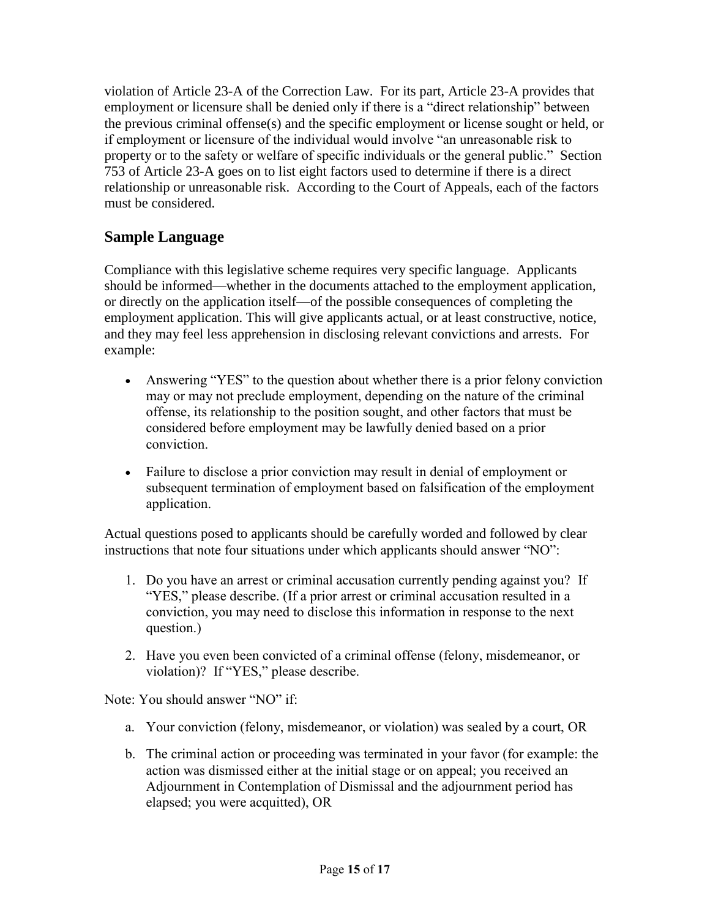violation of Article 23-A of the Correction Law. For its part, Article 23-A provides that employment or licensure shall be denied only if there is a "direct relationship" between the previous criminal offense(s) and the specific employment or license sought or held, or if employment or licensure of the individual would involve "an unreasonable risk to property or to the safety or welfare of specific individuals or the general public." Section 753 of Article 23-A goes on to list eight factors used to determine if there is a direct relationship or unreasonable risk. According to the Court of Appeals, each of the factors must be considered.

## Sample Language

Compliance with this legislative scheme requires very specific language. Applicants should be informed—whether in the documents attached to the employment application, or directly on the application itself—of the possible consequences of completing the employment application. This will give applicants actual, or at least constructive, notice, and they may feel less apprehension in disclosing relevant convictions and arrests. For example:

- Answering "YES" to the question about whether there is a prior felony conviction may or may not preclude employment, depending on the nature of the criminal offense, its relationship to the position sought, and other factors that must be considered before employment may be lawfully denied based on a prior conviction.
- Failure to disclose a prior conviction may result in denial of employment or subsequent termination of employment based on falsification of the employment application.

Actual questions posed to applicants should be carefully worded and followed by clear instructions that note four situations under which applicants should answer "NO":

1. Do you have an arrest or criminal accusation currently pending against you? If "YES," please describe. (If a prior arrest or criminal accusation resulted in a conviction, you may need to disclose this information in response to the next question.)
2. Have you even been convicted of a criminal offense (felony, misdemeanor, or violation)? If "YES," please describe.

Note: You should answer "NO" if:

a. Your conviction (felony, misdemeanor, or violation) was sealed by a court, OR

b. The criminal action or proceeding was terminated in your favor (for example: the action was dismissed either at the initial stage or on appeal; you received an Adjournment in Contemplation of Dismissal and the adjournment period has elapsed; you were acquitted), OR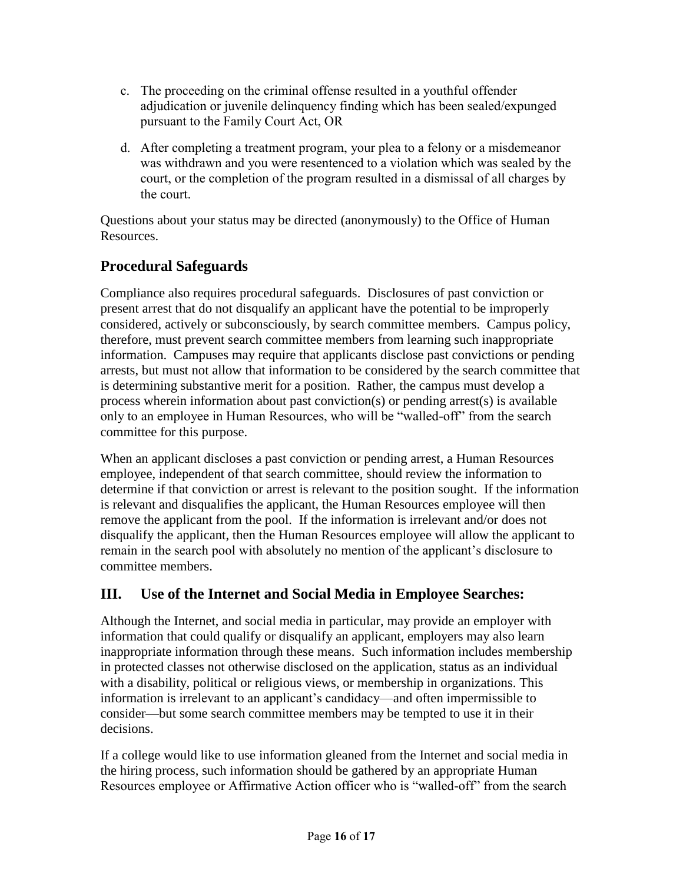c. The proceeding on the criminal offense resulted in a youthful offender adjudication or juvenile delinquency finding which has been sealed/expunged pursuant to the Family Court Act, OR

d. After completing a treatment program, your plea to a felony or a misdemeanor was withdrawn and you were resentenced to a violation which was sealed by the court, or the completion of the program resulted in a dismissal of all charges by the court.

Questions about your status may be directed (anonymously) to the Office of Human Resources.

## Procedural Safeguards

Compliance also requires procedural safeguards. Disclosures of past conviction or present arrest that do not disqualify an applicant have the potential to be improperly considered, actively or subconsciously, by search committee members. Campus policy, therefore, must prevent search committee members from learning such inappropriate information. Campuses may require that applicants disclose past convictions or pending arrests, but must not allow that information to be considered by the search committee that is determining substantive merit for a position. Rather, the campus must develop a process wherein information about past conviction(s) or pending arrest(s) is available only to an employee in Human Resources, who will be "walled-off" from the search committee for this purpose.

When an applicant discloses a past conviction or pending arrest, a Human Resources employee, independent of that search committee, should review the information to determine if that conviction or arrest is relevant to the position sought. If the information is relevant and disqualifies the applicant, the Human Resources employee will then remove the applicant from the pool. If the information is irrelevant and/or does not disqualify the applicant, then the Human Resources employee will allow the applicant to remain in the search pool with absolutely no mention of the applicant's disclosure to committee members.

## III. Use of the Internet and Social Media in Employee Searches:

Although the Internet, and social media in particular, may provide an employer with information that could qualify or disqualify an applicant, employers may also learn inappropriate information through these means. Such information includes membership in protected classes not otherwise disclosed on the application, status as an individual with a disability, political or religious views, or membership in organizations. This information is irrelevant to an applicant's candidacy—and often impermissible to consider—but some search committee members may be tempted to use it in their decisions.

If a college would like to use information gleaned from the Internet and social media in the hiring process, such information should be gathered by an appropriate Human Resources employee or Affirmative Action officer who is "walled-off" from the search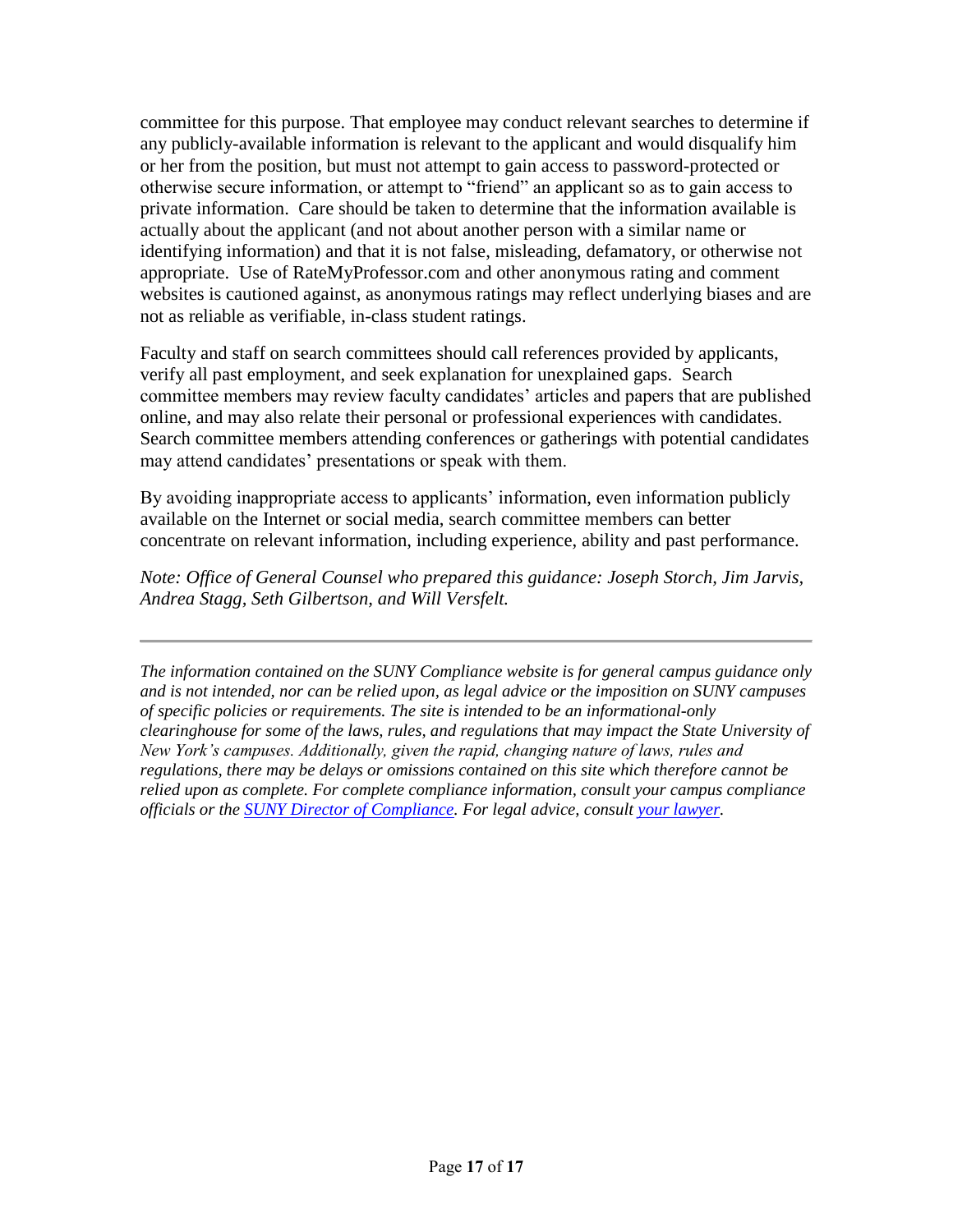committee for this purpose. That employee may conduct relevant searches to determine if any publicly-available information is relevant to the applicant and would disqualify him or her from the position, but must not attempt to gain access to password-protected or otherwise secure information, or attempt to "friend" an applicant so as to gain access to private information. Care should be taken to determine that the information available is actually about the applicant (and not about another person with a similar name or identifying information) and that it is not false, misleading, defamatory, or otherwise not appropriate. Use of RateMyProfessor.com and other anonymous rating and comment websites is cautioned against, as anonymous ratings may reflect underlying biases and are not as reliable as verifiable, in-class student ratings.

Faculty and staff on search committees should call references provided by applicants, verify all past employment, and seek explanation for unexplained gaps. Search committee members may review faculty candidates' articles and papers that are published online, and may also relate their personal or professional experiences with candidates. Search committee members attending conferences or gatherings with potential candidates may attend candidates' presentations or speak with them.

By avoiding inappropriate access to applicants' information, even information publicly available on the Internet or social media, search committee members can better concentrate on relevant information, including experience, ability and past performance.

*Note: Office of General Counsel who prepared this guidance: Joseph Storch, Jim Jarvis, Andrea Stagg, Seth Gilbertson, and Will Versfelt.*

---

*The information contained on the SUNY Compliance website is for general campus guidance only and is not intended, nor can be relied upon, as legal advice or the imposition on SUNY campuses of specific policies or requirements. The site is intended to be an informational-only clearinghouse for some of the laws, rules, and regulations that may impact the State University of New York's campuses. Additionally, given the rapid, changing nature of laws, rules and regulations, there may be delays or omissions contained on this site which therefore cannot be relied upon as complete. For complete compliance information, consult your campus compliance officials or the SUNY Director of Compliance. For legal advice, consult your lawyer.*